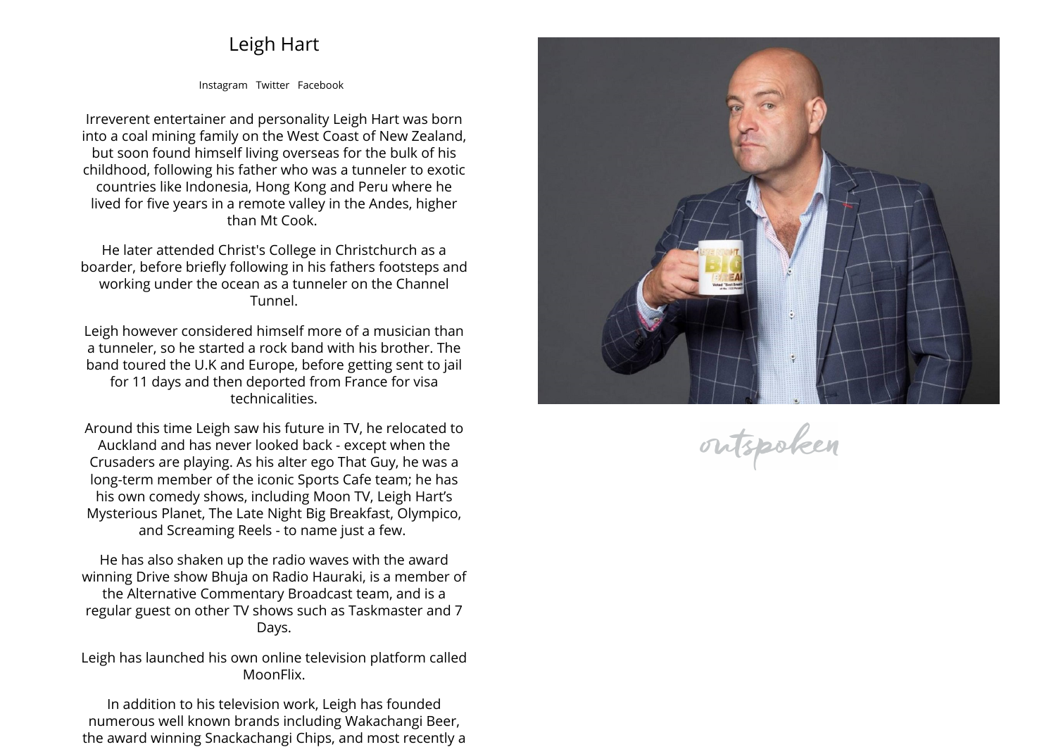# Leigh Hart

Instagram Twitter Facebook

Irreverent entertainer and personality Leigh Hart was born into a coal mining family on the West Coast of New Zealand, but soon found himself living overseas for the bulk of his childhood, following his father who was a tunneler to exotic countries like Indonesia, Hong Kong and Peru where he lived for five years in a remote valley in the Andes, higher than Mt Cook.

He later attended Christ's College in Christchurch as a boarder, before briefly following in his fathers footsteps and working under the ocean as a tunneler on the Channel Tunnel.

Leigh however considered himself more of a musician than a tunneler, so he started a rock band with his brother. The band toured the U.K and Europe, before getting sent to jail for 11 days and then deported from France for visa technicalities.

Around this time Leigh saw his future in TV, he relocated to Auckland and has never looked back - except when the Crusaders are playing. As his alter ego That Guy, he was a long-term member of the iconic Sports Cafe team; he has his own comedy shows, including Moon TV, Leigh Hart's Mysterious Planet, The Late Night Big Breakfast, Olympico, and Screaming Reels - to name just a few.

He has also shaken up the radio waves with the award winning Drive show Bhuja on Radio Hauraki, is a member of the Alternative Commentary Broadcast team, and is a regular guest on other TV shows such as Taskmaster and 7 Days.

Leigh has launched his own online television platform called MoonFlix.

In addition to his television work, Leigh has founded numerous well known brands including Wakachangi Beer, the award winning Snackachangi Chips, and most recently a

outspoken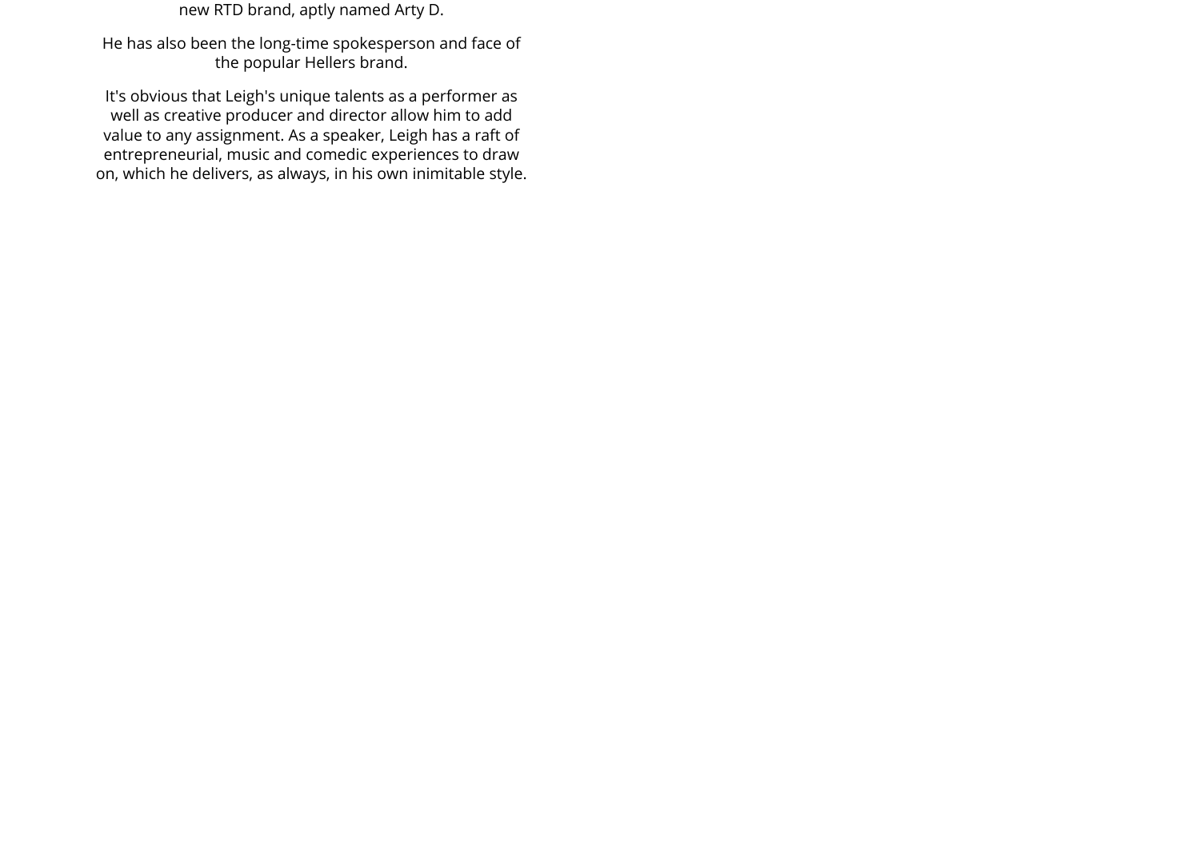new RTD brand, aptly named Arty D.

He has also been the long-time spokesperson and face of the popular Hellers brand.

It's obvious that Leigh's unique talents as a performer as well as creative producer and director allow him to add value to any assignment. As a speaker, Leigh has a raft of entrepreneurial, music and comedic experiences to draw on, which he delivers, as always, in his own inimitable style.